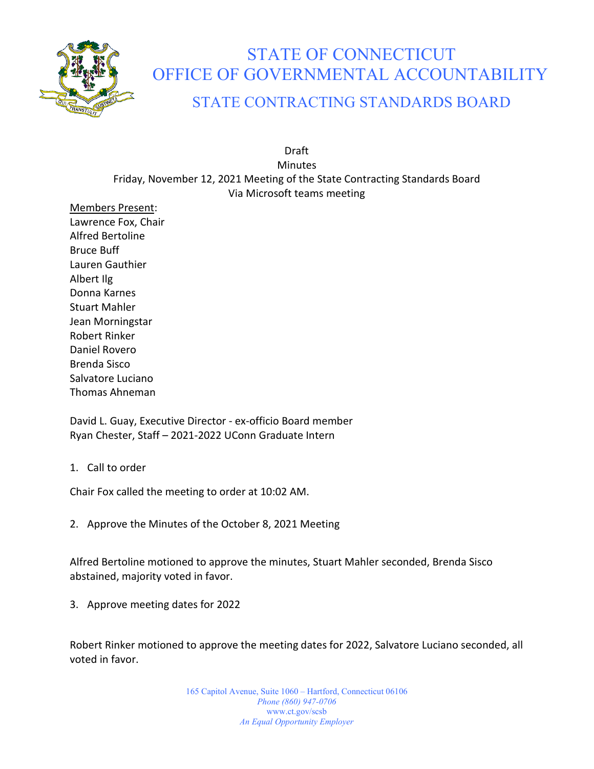# STATE OF CONNECTICUT
# OFFICE OF GOVERNMENTAL ACCOUNTABILITY
## STATE CONTRACTING STANDARDS BOARD

Draft
Minutes
Friday, November 12, 2021 Meeting of the State Contracting Standards Board
Via Microsoft teams meeting

Members Present:
Lawrence Fox, Chair
Alfred Bertoline
Bruce Buff
Lauren Gauthier
Albert Ilg
Donna Karnes
Stuart Mahler
Jean Morningstar
Robert Rinker
Daniel Rovero
Brenda Sisco
Salvatore Luciano
Thomas Ahneman

David L. Guay, Executive Director - ex-officio Board member
Ryan Chester, Staff – 2021-2022 UConn Graduate Intern

1. Call to order

Chair Fox called the meeting to order at 10:02 AM.

2. Approve the Minutes of the October 8, 2021 Meeting

Alfred Bertoline motioned to approve the minutes, Stuart Mahler seconded, Brenda Sisco abstained, majority voted in favor.

3. Approve meeting dates for 2022

Robert Rinker motioned to approve the meeting dates for 2022, Salvatore Luciano seconded, all voted in favor.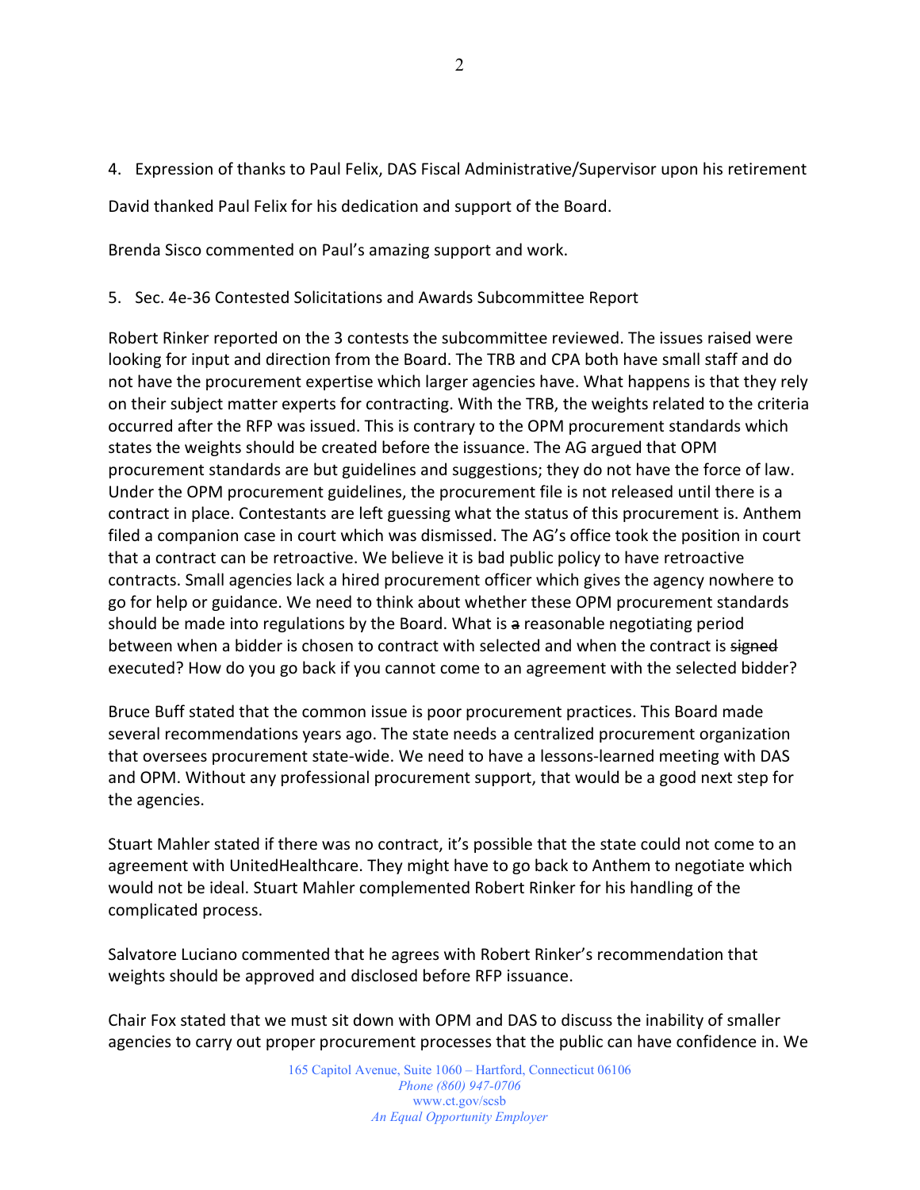4. Expression of thanks to Paul Felix, DAS Fiscal Administrative/Supervisor upon his retirement

David thanked Paul Felix for his dedication and support of the Board.

Brenda Sisco commented on Paul's amazing support and work.

5. Sec. 4e-36 Contested Solicitations and Awards Subcommittee Report

Robert Rinker reported on the 3 contests the subcommittee reviewed. The issues raised were looking for input and direction from the Board. The TRB and CPA both have small staff and do not have the procurement expertise which larger agencies have. What happens is that they rely on their subject matter experts for contracting. With the TRB, the weights related to the criteria occurred after the RFP was issued. This is contrary to the OPM procurement standards which states the weights should be created before the issuance. The AG argued that OPM procurement standards are but guidelines and suggestions; they do not have the force of law. Under the OPM procurement guidelines, the procurement file is not released until there is a contract in place. Contestants are left guessing what the status of this procurement is. Anthem filed a companion case in court which was dismissed. The AG's office took the position in court that a contract can be retroactive. We believe it is bad public policy to have retroactive contracts. Small agencies lack a hired procurement officer which gives the agency nowhere to go for help or guidance. We need to think about whether these OPM procurement standards should be made into regulations by the Board. What is ~~a~~ reasonable negotiating period between when a bidder is chosen to contract with selected and when the contract is ~~signed~~ executed? How do you go back if you cannot come to an agreement with the selected bidder?

Bruce Buff stated that the common issue is poor procurement practices. This Board made several recommendations years ago. The state needs a centralized procurement organization that oversees procurement state-wide. We need to have a lessons-learned meeting with DAS and OPM. Without any professional procurement support, that would be a good next step for the agencies.

Stuart Mahler stated if there was no contract, it's possible that the state could not come to an agreement with UnitedHealthcare. They might have to go back to Anthem to negotiate which would not be ideal. Stuart Mahler complemented Robert Rinker for his handling of the complicated process.

Salvatore Luciano commented that he agrees with Robert Rinker's recommendation that weights should be approved and disclosed before RFP issuance.

Chair Fox stated that we must sit down with OPM and DAS to discuss the inability of smaller agencies to carry out proper procurement processes that the public can have confidence in. We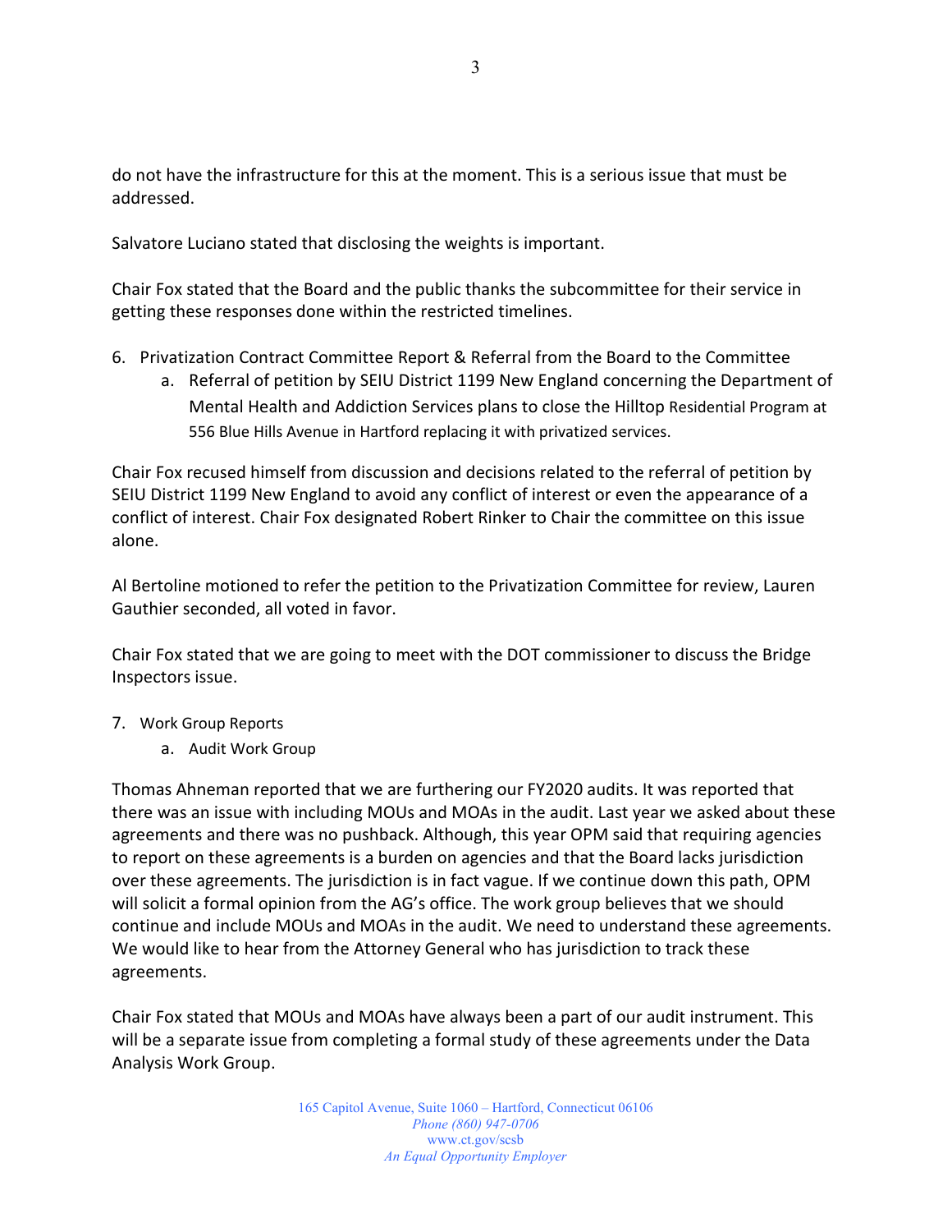do not have the infrastructure for this at the moment. This is a serious issue that must be addressed.

Salvatore Luciano stated that disclosing the weights is important.

Chair Fox stated that the Board and the public thanks the subcommittee for their service in getting these responses done within the restricted timelines.

6. Privatization Contract Committee Report & Referral from the Board to the Committee
    a. Referral of petition by SEIU District 1199 New England concerning the Department of Mental Health and Addiction Services plans to close the Hilltop Residential Program at 556 Blue Hills Avenue in Hartford replacing it with privatized services.

Chair Fox recused himself from discussion and decisions related to the referral of petition by SEIU District 1199 New England to avoid any conflict of interest or even the appearance of a conflict of interest. Chair Fox designated Robert Rinker to Chair the committee on this issue alone.

Al Bertoline motioned to refer the petition to the Privatization Committee for review, Lauren Gauthier seconded, all voted in favor.

Chair Fox stated that we are going to meet with the DOT commissioner to discuss the Bridge Inspectors issue.

7. Work Group Reports
    a. Audit Work Group

Thomas Ahneman reported that we are furthering our FY2020 audits. It was reported that there was an issue with including MOUs and MOAs in the audit. Last year we asked about these agreements and there was no pushback. Although, this year OPM said that requiring agencies to report on these agreements is a burden on agencies and that the Board lacks jurisdiction over these agreements. The jurisdiction is in fact vague. If we continue down this path, OPM will solicit a formal opinion from the AG's office. The work group believes that we should continue and include MOUs and MOAs in the audit. We need to understand these agreements. We would like to hear from the Attorney General who has jurisdiction to track these agreements.

Chair Fox stated that MOUs and MOAs have always been a part of our audit instrument. This will be a separate issue from completing a formal study of these agreements under the Data Analysis Work Group.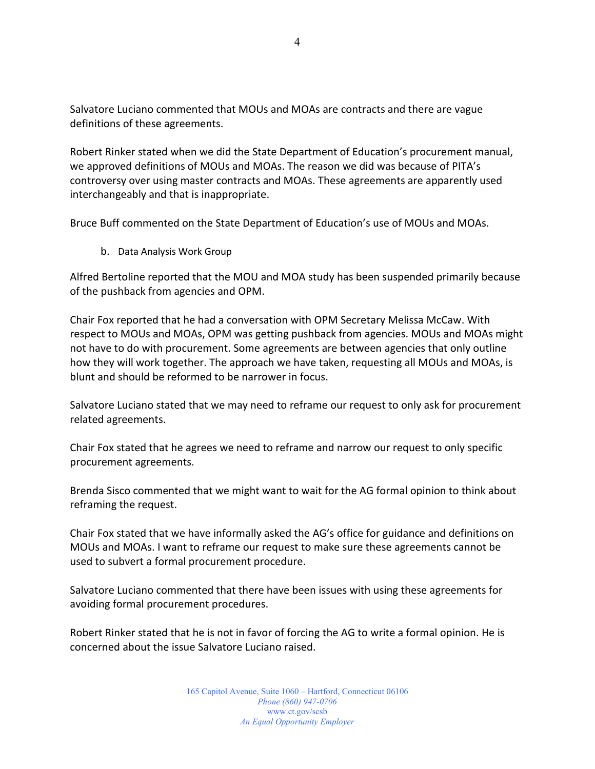Salvatore Luciano commented that MOUs and MOAs are contracts and there are vague definitions of these agreements.

Robert Rinker stated when we did the State Department of Education's procurement manual, we approved definitions of MOUs and MOAs. The reason we did was because of PITA's controversy over using master contracts and MOAs. These agreements are apparently used interchangeably and that is inappropriate.

Bruce Buff commented on the State Department of Education's use of MOUs and MOAs.

b. Data Analysis Work Group

Alfred Bertoline reported that the MOU and MOA study has been suspended primarily because of the pushback from agencies and OPM.

Chair Fox reported that he had a conversation with OPM Secretary Melissa McCaw. With respect to MOUs and MOAs, OPM was getting pushback from agencies. MOUs and MOAs might not have to do with procurement. Some agreements are between agencies that only outline how they will work together. The approach we have taken, requesting all MOUs and MOAs, is blunt and should be reformed to be narrower in focus.

Salvatore Luciano stated that we may need to reframe our request to only ask for procurement related agreements.

Chair Fox stated that he agrees we need to reframe and narrow our request to only specific procurement agreements.

Brenda Sisco commented that we might want to wait for the AG formal opinion to think about reframing the request.

Chair Fox stated that we have informally asked the AG's office for guidance and definitions on MOUs and MOAs. I want to reframe our request to make sure these agreements cannot be used to subvert a formal procurement procedure.

Salvatore Luciano commented that there have been issues with using these agreements for avoiding formal procurement procedures.

Robert Rinker stated that he is not in favor of forcing the AG to write a formal opinion. He is concerned about the issue Salvatore Luciano raised.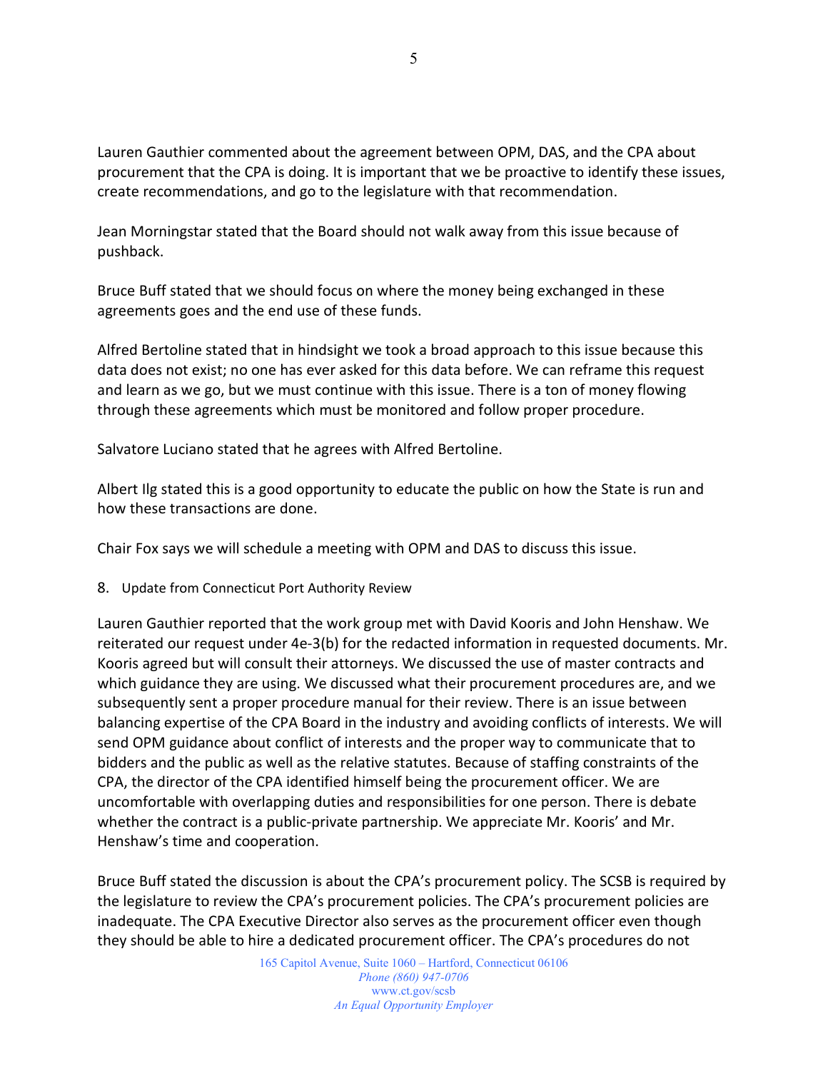Lauren Gauthier commented about the agreement between OPM, DAS, and the CPA about procurement that the CPA is doing. It is important that we be proactive to identify these issues, create recommendations, and go to the legislature with that recommendation.

Jean Morningstar stated that the Board should not walk away from this issue because of pushback.

Bruce Buff stated that we should focus on where the money being exchanged in these agreements goes and the end use of these funds.

Alfred Bertoline stated that in hindsight we took a broad approach to this issue because this data does not exist; no one has ever asked for this data before. We can reframe this request and learn as we go, but we must continue with this issue. There is a ton of money flowing through these agreements which must be monitored and follow proper procedure.

Salvatore Luciano stated that he agrees with Alfred Bertoline.

Albert Ilg stated this is a good opportunity to educate the public on how the State is run and how these transactions are done.

Chair Fox says we will schedule a meeting with OPM and DAS to discuss this issue.

8. Update from Connecticut Port Authority Review

Lauren Gauthier reported that the work group met with David Kooris and John Henshaw. We reiterated our request under 4e-3(b) for the redacted information in requested documents. Mr. Kooris agreed but will consult their attorneys. We discussed the use of master contracts and which guidance they are using. We discussed what their procurement procedures are, and we subsequently sent a proper procedure manual for their review. There is an issue between balancing expertise of the CPA Board in the industry and avoiding conflicts of interests. We will send OPM guidance about conflict of interests and the proper way to communicate that to bidders and the public as well as the relative statutes. Because of staffing constraints of the CPA, the director of the CPA identified himself being the procurement officer. We are uncomfortable with overlapping duties and responsibilities for one person. There is debate whether the contract is a public-private partnership. We appreciate Mr. Kooris' and Mr. Henshaw's time and cooperation.

Bruce Buff stated the discussion is about the CPA's procurement policy. The SCSB is required by the legislature to review the CPA's procurement policies. The CPA's procurement policies are inadequate. The CPA Executive Director also serves as the procurement officer even though they should be able to hire a dedicated procurement officer. The CPA's procedures do not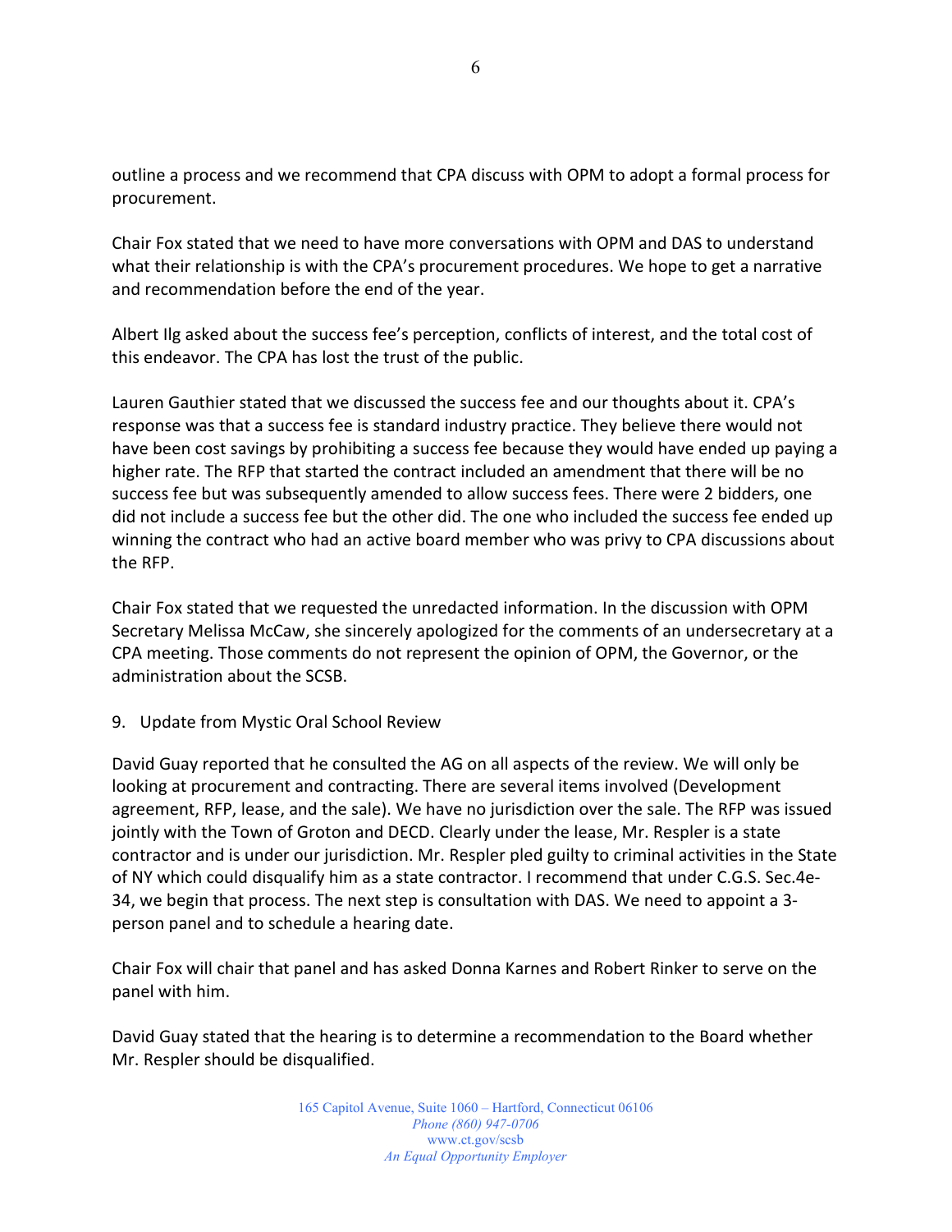outline a process and we recommend that CPA discuss with OPM to adopt a formal process for procurement.

Chair Fox stated that we need to have more conversations with OPM and DAS to understand what their relationship is with the CPA's procurement procedures. We hope to get a narrative and recommendation before the end of the year.

Albert Ilg asked about the success fee's perception, conflicts of interest, and the total cost of this endeavor. The CPA has lost the trust of the public.

Lauren Gauthier stated that we discussed the success fee and our thoughts about it. CPA's response was that a success fee is standard industry practice. They believe there would not have been cost savings by prohibiting a success fee because they would have ended up paying a higher rate. The RFP that started the contract included an amendment that there will be no success fee but was subsequently amended to allow success fees. There were 2 bidders, one did not include a success fee but the other did. The one who included the success fee ended up winning the contract who had an active board member who was privy to CPA discussions about the RFP.

Chair Fox stated that we requested the unredacted information. In the discussion with OPM Secretary Melissa McCaw, she sincerely apologized for the comments of an undersecretary at a CPA meeting. Those comments do not represent the opinion of OPM, the Governor, or the administration about the SCSB.

9. Update from Mystic Oral School Review

David Guay reported that he consulted the AG on all aspects of the review. We will only be looking at procurement and contracting. There are several items involved (Development agreement, RFP, lease, and the sale). We have no jurisdiction over the sale. The RFP was issued jointly with the Town of Groton and DECD. Clearly under the lease, Mr. Respler is a state contractor and is under our jurisdiction. Mr. Respler pled guilty to criminal activities in the State of NY which could disqualify him as a state contractor. I recommend that under C.G.S. Sec.4e-34, we begin that process. The next step is consultation with DAS. We need to appoint a 3-person panel and to schedule a hearing date.

Chair Fox will chair that panel and has asked Donna Karnes and Robert Rinker to serve on the panel with him.

David Guay stated that the hearing is to determine a recommendation to the Board whether Mr. Respler should be disqualified.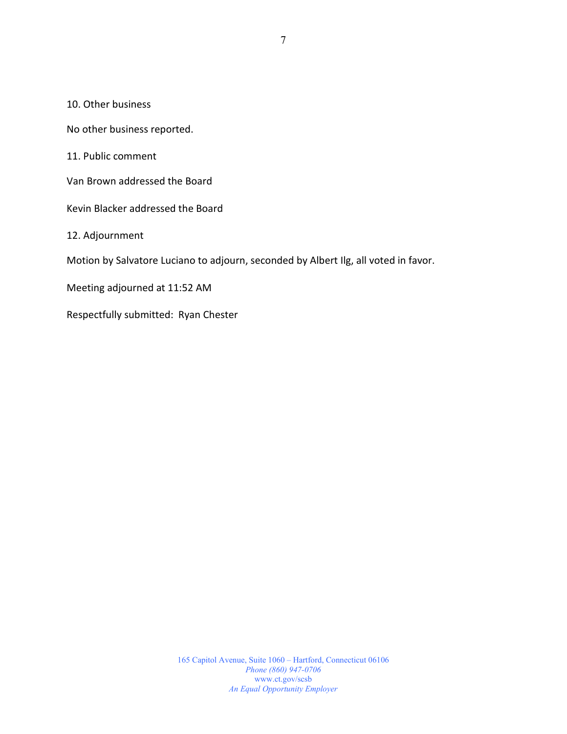10. Other business

No other business reported.

11. Public comment

Van Brown addressed the Board

Kevin Blacker addressed the Board

12. Adjournment

Motion by Salvatore Luciano to adjourn, seconded by Albert Ilg, all voted in favor.

Meeting adjourned at 11:52 AM

Respectfully submitted: Ryan Chester

165 Capitol Avenue, Suite 1060 – Hartford, Connecticut 06106
*Phone (860) 947-0706*
www.ct.gov/scsb
*An Equal Opportunity Employer*